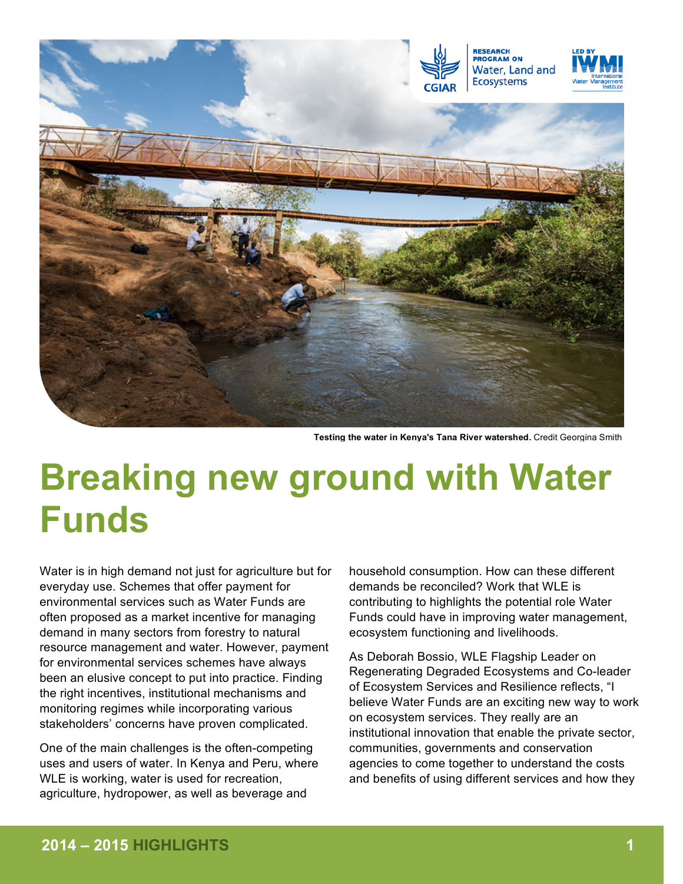Testing the water in Kenya's Tana River watershed. Credit Georgina Smith

# Breaking new ground with Water Funds

Water is in high demand not just for agriculture but for everyday use. Schemes that offer payment for environmental services such as Water Funds are often proposed as a market incentive for managing demand in many sectors from forestry to natural resource management and water. However, payment for environmental services schemes have always been an elusive concept to put into practice. Finding the right incentives, institutional mechanisms and monitoring regimes while incorporating various stakeholders' concerns have proven complicated.

One of the main challenges is the often-competing uses and users of water. In Kenya and Peru, where WLE is working, water is used for recreation, agriculture, hydropower, as well as beverage and household consumption. How can these different demands be reconciled? Work that WLE is contributing to highlights the potential role Water Funds could have in improving water management, ecosystem functioning and livelihoods.

As Deborah Bossio, WLE Flagship Leader on Regenerating Degraded Ecosystems and Co-leader of Ecosystem Services and Resilience reflects, "I believe Water Funds are an exciting new way to work on ecosystem services. They really are an institutional innovation that enable the private sector, communities, governments and conservation agencies to come together to understand the costs and benefits of using different services and how they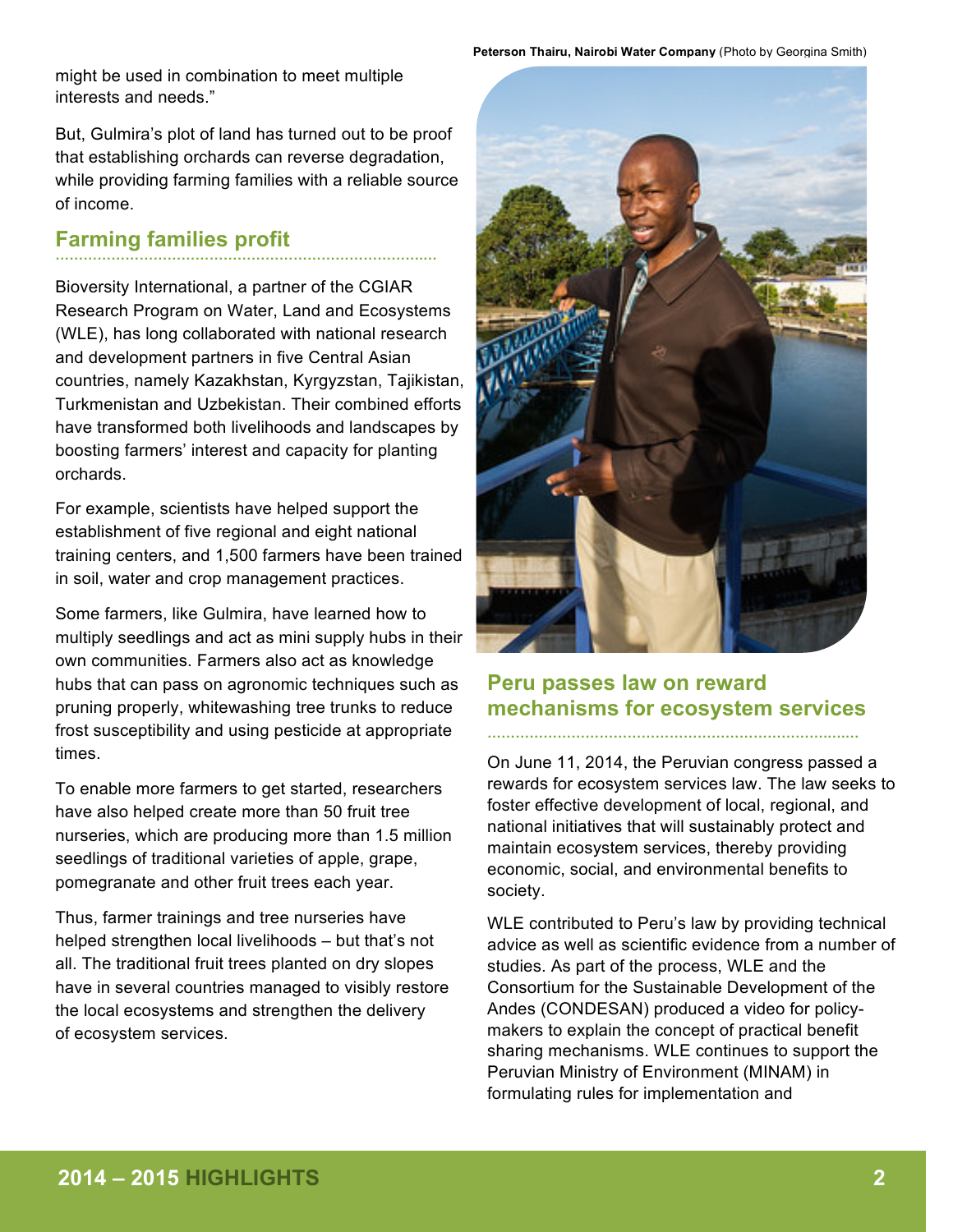might be used in combination to meet multiple interests and needs."

But, Gulmira's plot of land has turned out to be proof that establishing orchards can reverse degradation, while providing farming families with a reliable source of income.

## Farming families profit

Bioversity International, a partner of the CGIAR Research Program on Water, Land and Ecosystems (WLE), has long collaborated with national research and development partners in five Central Asian countries, namely Kazakhstan, Kyrgyzstan, Tajikistan, Turkmenistan and Uzbekistan. Their combined efforts have transformed both livelihoods and landscapes by boosting farmers' interest and capacity for planting orchards.

For example, scientists have helped support the establishment of five regional and eight national training centers, and 1,500 farmers have been trained in soil, water and crop management practices.

Some farmers, like Gulmira, have learned how to multiply seedlings and act as mini supply hubs in their own communities. Farmers also act as knowledge hubs that can pass on agronomic techniques such as pruning properly, whitewashing tree trunks to reduce frost susceptibility and using pesticide at appropriate times.

To enable more farmers to get started, researchers have also helped create more than 50 fruit tree nurseries, which are producing more than 1.5 million seedlings of traditional varieties of apple, grape, pomegranate and other fruit trees each year.

Thus, farmer trainings and tree nurseries have helped strengthen local livelihoods – but that's not all. The traditional fruit trees planted on dry slopes have in several countries managed to visibly restore the local ecosystems and strengthen the delivery of ecosystem services.

**Peterson Thairu, Nairobi Water Company** (Photo by Georgina Smith)

## Peru passes law on reward mechanisms for ecosystem services

On June 11, 2014, the Peruvian congress passed a rewards for ecosystem services law. The law seeks to foster effective development of local, regional, and national initiatives that will sustainably protect and maintain ecosystem services, thereby providing economic, social, and environmental benefits to society.

WLE contributed to Peru's law by providing technical advice as well as scientific evidence from a number of studies. As part of the process, WLE and the Consortium for the Sustainable Development of the Andes (CONDESAN) produced a video for policy-makers to explain the concept of practical benefit sharing mechanisms. WLE continues to support the Peruvian Ministry of Environment (MINAM) in formulating rules for implementation and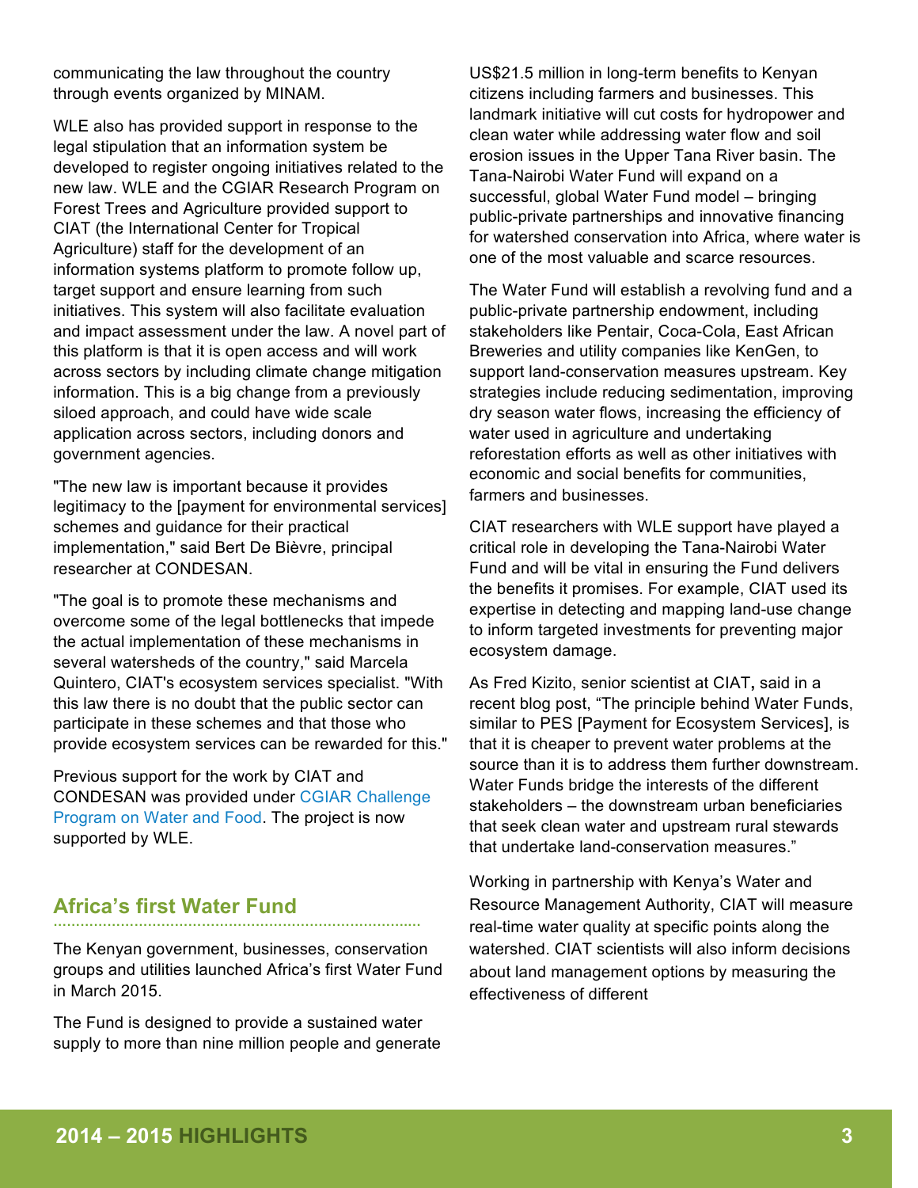communicating the law throughout the country through events organized by MINAM.

WLE also has provided support in response to the legal stipulation that an information system be developed to register ongoing initiatives related to the new law. WLE and the CGIAR Research Program on Forest Trees and Agriculture provided support to CIAT (the International Center for Tropical Agriculture) staff for the development of an information systems platform to promote follow up, target support and ensure learning from such initiatives. This system will also facilitate evaluation and impact assessment under the law. A novel part of this platform is that it is open access and will work across sectors by including climate change mitigation information. This is a big change from a previously siloed approach, and could have wide scale application across sectors, including donors and government agencies.

"The new law is important because it provides legitimacy to the [payment for environmental services] schemes and guidance for their practical implementation," said Bert De Bièvre, principal researcher at CONDESAN.

"The goal is to promote these mechanisms and overcome some of the legal bottlenecks that impede the actual implementation of these mechanisms in several watersheds of the country," said Marcela Quintero, CIAT's ecosystem services specialist. "With this law there is no doubt that the public sector can participate in these schemes and that those who provide ecosystem services can be rewarded for this."

Previous support for the work by CIAT and CONDESAN was provided under CGIAR Challenge Program on Water and Food. The project is now supported by WLE.

## Africa's first Water Fund

The Kenyan government, businesses, conservation groups and utilities launched Africa's first Water Fund in March 2015.

The Fund is designed to provide a sustained water supply to more than nine million people and generate US$21.5 million in long-term benefits to Kenyan citizens including farmers and businesses. This landmark initiative will cut costs for hydropower and clean water while addressing water flow and soil erosion issues in the Upper Tana River basin. The Tana-Nairobi Water Fund will expand on a successful, global Water Fund model – bringing public-private partnerships and innovative financing for watershed conservation into Africa, where water is one of the most valuable and scarce resources.

The Water Fund will establish a revolving fund and a public-private partnership endowment, including stakeholders like Pentair, Coca-Cola, East African Breweries and utility companies like KenGen, to support land-conservation measures upstream. Key strategies include reducing sedimentation, improving dry season water flows, increasing the efficiency of water used in agriculture and undertaking reforestation efforts as well as other initiatives with economic and social benefits for communities, farmers and businesses.

CIAT researchers with WLE support have played a critical role in developing the Tana-Nairobi Water Fund and will be vital in ensuring the Fund delivers the benefits it promises. For example, CIAT used its expertise in detecting and mapping land-use change to inform targeted investments for preventing major ecosystem damage.

As Fred Kizito, senior scientist at CIAT**,** said in a recent blog post, "The principle behind Water Funds, similar to PES [Payment for Ecosystem Services], is that it is cheaper to prevent water problems at the source than it is to address them further downstream. Water Funds bridge the interests of the different stakeholders – the downstream urban beneficiaries that seek clean water and upstream rural stewards that undertake land-conservation measures."

Working in partnership with Kenya's Water and Resource Management Authority, CIAT will measure real-time water quality at specific points along the watershed. CIAT scientists will also inform decisions about land management options by measuring the effectiveness of different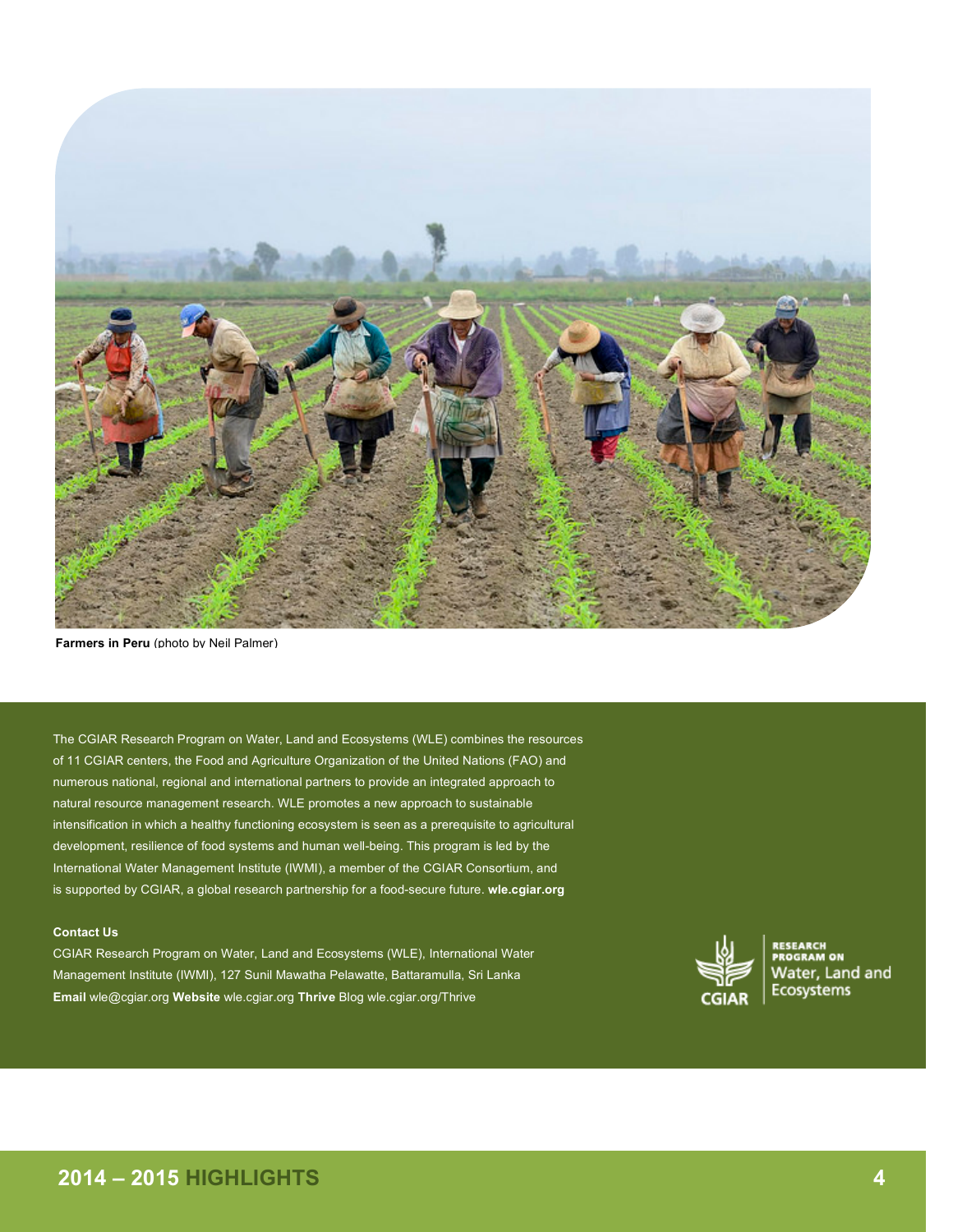**Farmers in Peru** (photo by Neil Palmer)

The CGIAR Research Program on Water, Land and Ecosystems (WLE) combines the resources of 11 CGIAR centers, the Food and Agriculture Organization of the United Nations (FAO) and numerous national, regional and international partners to provide an integrated approach to natural resource management research. WLE promotes a new approach to sustainable intensification in which a healthy functioning ecosystem is seen as a prerequisite to agricultural development, resilience of food systems and human well-being. This program is led by the International Water Management Institute (IWMI), a member of the CGIAR Consortium, and is supported by CGIAR, a global research partnership for a food-secure future. **wle.cgiar.org**

**Contact Us**

CGIAR Research Program on Water, Land and Ecosystems (WLE), International Water Management Institute (IWMI), 127 Sunil Mawatha Pelawatte, Battaramulla, Sri Lanka
**Email** wle@cgiar.org **Website** wle.cgiar.org **Thrive** Blog wle.cgiar.org/Thrive

CGIAR | RESEARCH PROGRAM ON Water, Land and Ecosystems